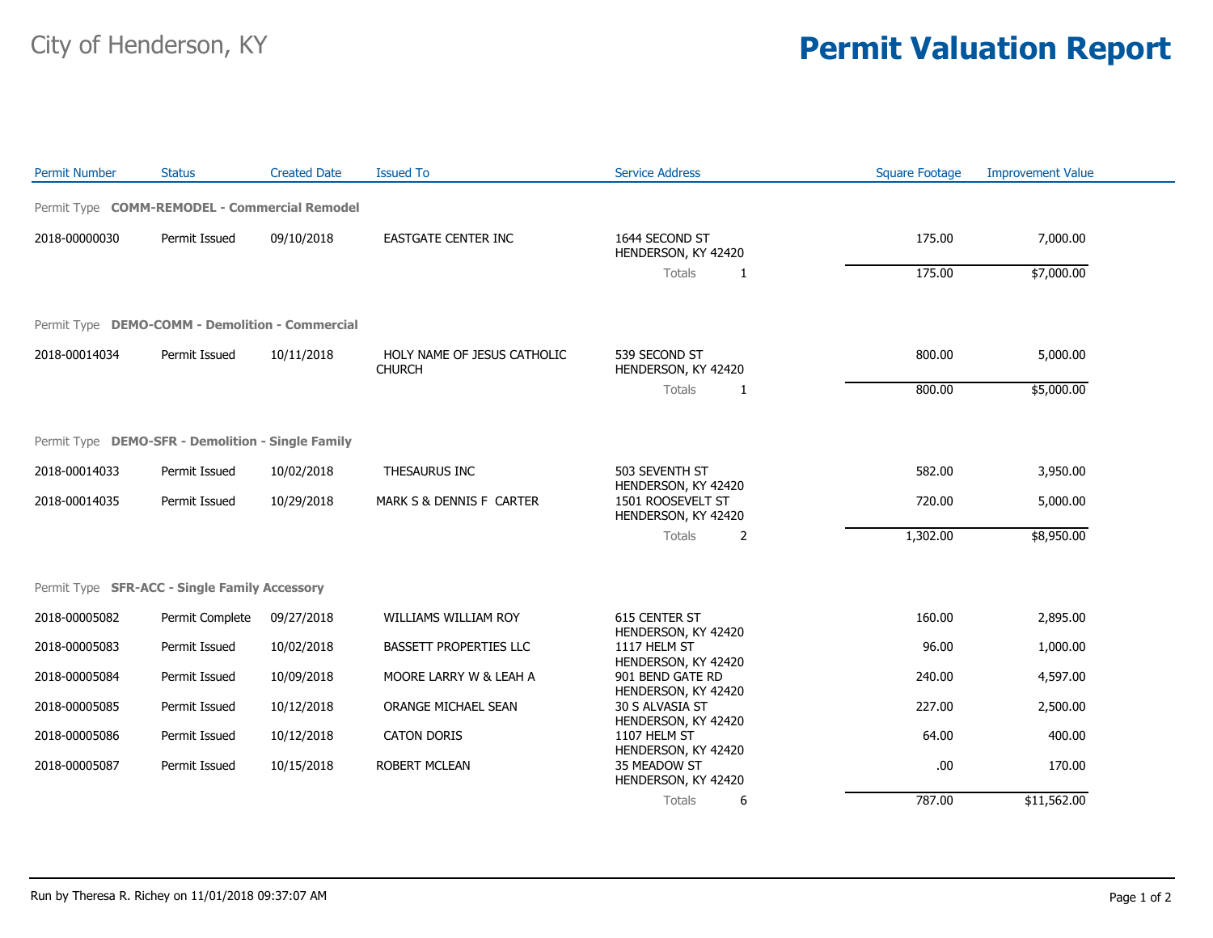City of Henderson, KY

# Permit Valuation Report

| Permit Number | Status | Created Date | Issued To | Service Address | | Square Footage | Improvement Value |
|---|---|---|---|---|---|---|---|
| **Permit Type COMM-REMODEL - Commercial Remodel** | | | | | | | |
| 2018-00000030 | Permit Issued | 09/10/2018 | EASTGATE CENTER INC | 1644 SECOND ST HENDERSON, KY 42420 | | 175.00 | 7,000.00 |
| | | | | Totals | 1 | 175.00 | $7,000.00 |
| **Permit Type DEMO-COMM - Demolition - Commercial** | | | | | | | |
| 2018-00014034 | Permit Issued | 10/11/2018 | HOLY NAME OF JESUS CATHOLIC CHURCH | 539 SECOND ST HENDERSON, KY 42420 | | 800.00 | 5,000.00 |
| | | | | Totals | 1 | 800.00 | $5,000.00 |
| **Permit Type DEMO-SFR - Demolition - Single Family** | | | | | | | |
| 2018-00014033 | Permit Issued | 10/02/2018 | THESAURUS INC | 503 SEVENTH ST HENDERSON, KY 42420 | | 582.00 | 3,950.00 |
| 2018-00014035 | Permit Issued | 10/29/2018 | MARK S & DENNIS F CARTER | 1501 ROOSEVELT ST HENDERSON, KY 42420 | | 720.00 | 5,000.00 |
| | | | | Totals | 2 | 1,302.00 | $8,950.00 |
| **Permit Type SFR-ACC - Single Family Accessory** | | | | | | | |
| 2018-00005082 | Permit Complete | 09/27/2018 | WILLIAMS WILLIAM ROY | 615 CENTER ST HENDERSON, KY 42420 | | 160.00 | 2,895.00 |
| 2018-00005083 | Permit Issued | 10/02/2018 | BASSETT PROPERTIES LLC | 1117 HELM ST HENDERSON, KY 42420 | | 96.00 | 1,000.00 |
| 2018-00005084 | Permit Issued | 10/09/2018 | MOORE LARRY W & LEAH A | 901 BEND GATE RD HENDERSON, KY 42420 | | 240.00 | 4,597.00 |
| 2018-00005085 | Permit Issued | 10/12/2018 | ORANGE MICHAEL SEAN | 30 S ALVASIA ST HENDERSON, KY 42420 | | 227.00 | 2,500.00 |
| 2018-00005086 | Permit Issued | 10/12/2018 | CATON DORIS | 1107 HELM ST HENDERSON, KY 42420 | | 64.00 | 400.00 |
| 2018-00005087 | Permit Issued | 10/15/2018 | ROBERT MCLEAN | 35 MEADOW ST HENDERSON, KY 42420 | | .00 | 170.00 |
| | | | | Totals | 6 | 787.00 | $11,562.00 |

Run by Theresa R. Richey on 11/01/2018 09:37:07 AM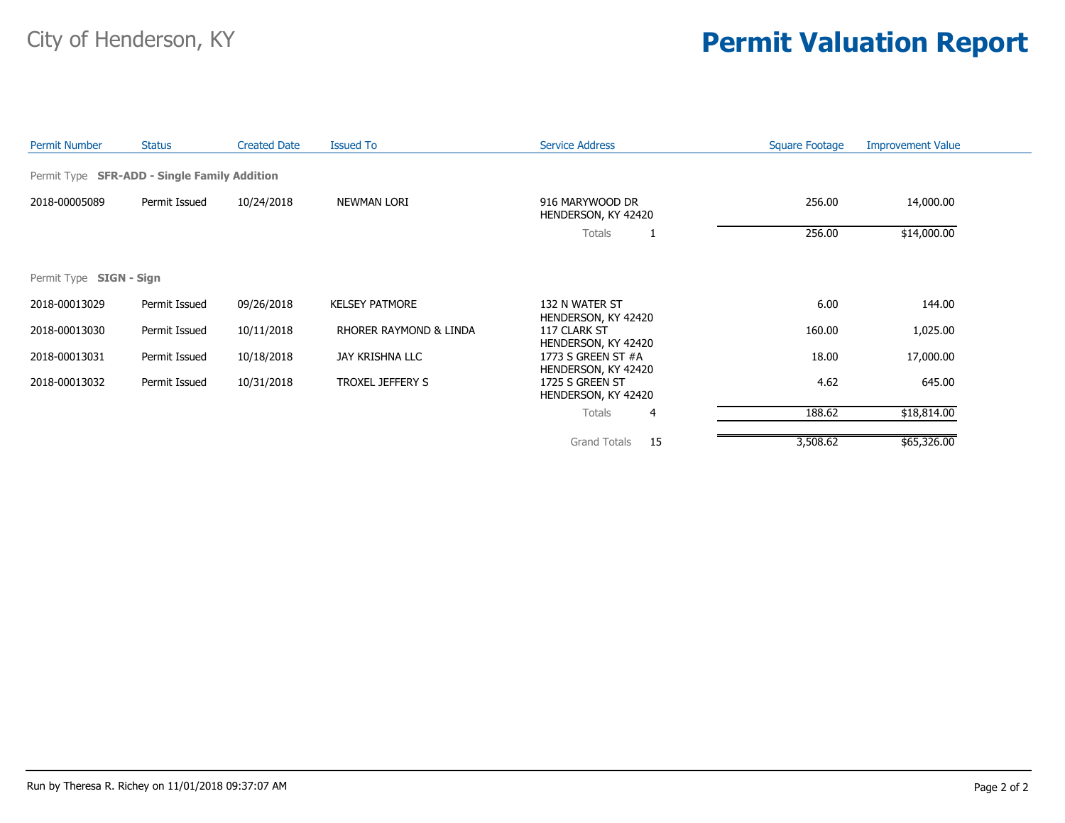City of Henderson, KY

# Permit Valuation Report

| Permit Number | Status | Created Date | Issued To | Service Address | | Square Footage | Improvement Value |
|---|---|---|---|---|---|---|---|
| Permit Type **SFR-ADD - Single Family Addition** | | | | | | | |
| 2018-00005089 | Permit Issued | 10/24/2018 | NEWMAN LORI | 916 MARYWOOD DR HENDERSON, KY 42420 | | 256.00 | 14,000.00 |
| | | | | Totals | 1 | 256.00 | $14,000.00 |
| Permit Type **SIGN - Sign** | | | | | | | |
| 2018-00013029 | Permit Issued | 09/26/2018 | KELSEY PATMORE | 132 N WATER ST HENDERSON, KY 42420 | | 6.00 | 144.00 |
| 2018-00013030 | Permit Issued | 10/11/2018 | RHORER RAYMOND & LINDA | 117 CLARK ST HENDERSON, KY 42420 | | 160.00 | 1,025.00 |
| 2018-00013031 | Permit Issued | 10/18/2018 | JAY KRISHNA LLC | 1773 S GREEN ST #A HENDERSON, KY 42420 | | 18.00 | 17,000.00 |
| 2018-00013032 | Permit Issued | 10/31/2018 | TROXEL JEFFERY S | 1725 S GREEN ST HENDERSON, KY 42420 | | 4.62 | 645.00 |
| | | | | Totals | 4 | 188.62 | $18,814.00 |
| | | | | Grand Totals | 15 | 3,508.62 | $65,326.00 |

Run by Theresa R. Richey on 11/01/2018 09:37:07 AM